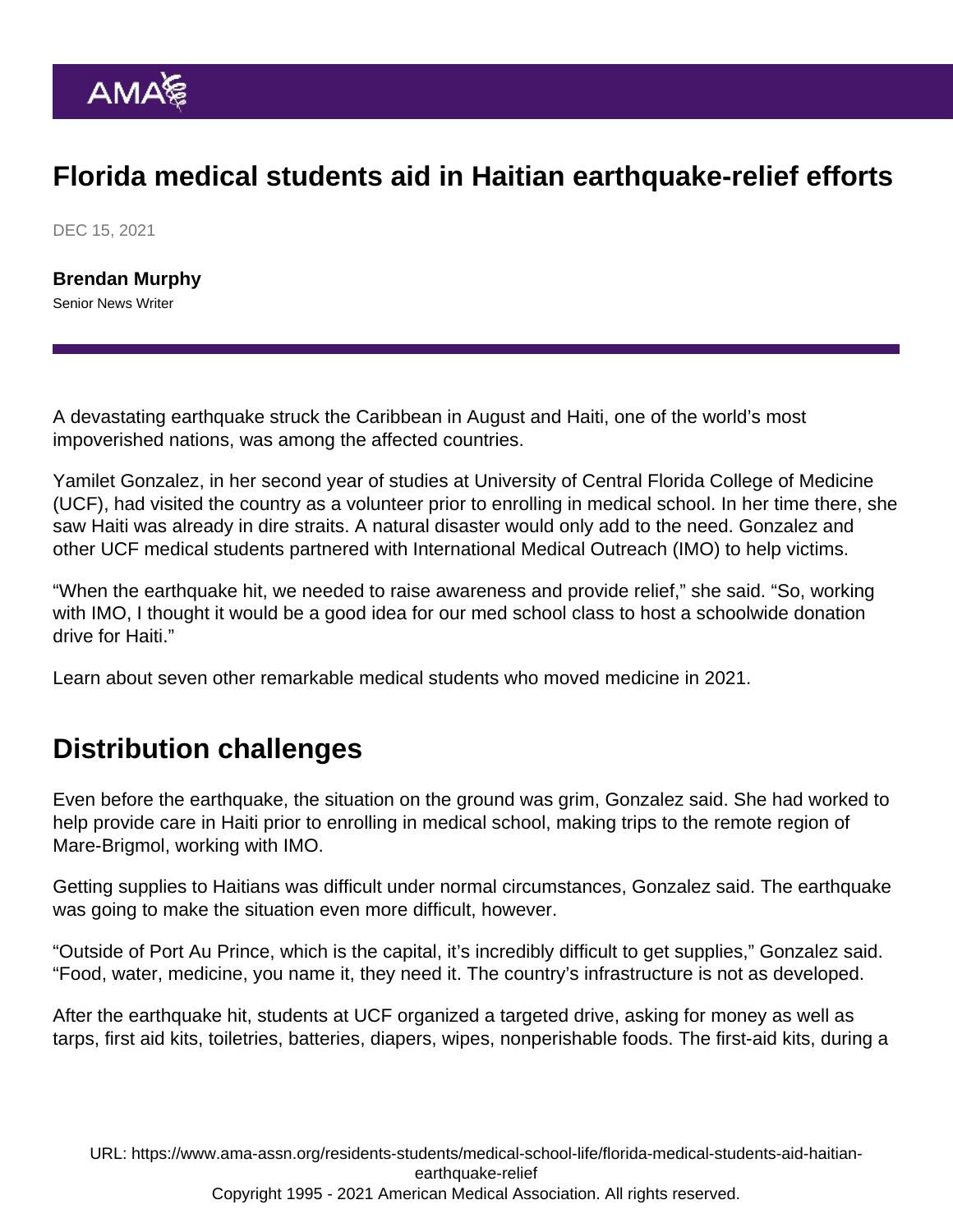# Florida medical students aid in Haitian earthquake-relief efforts

DEC 15, 2021

**Brendan Murphy**
Senior News Writer

A devastating earthquake struck the Caribbean in August and Haiti, one of the world's most impoverished nations, was among the affected countries.

Yamilet Gonzalez, in her second year of studies at University of Central Florida College of Medicine (UCF), had visited the country as a volunteer prior to enrolling in medical school. In her time there, she saw Haiti was already in dire straits. A natural disaster would only add to the need. Gonzalez and other UCF medical students partnered with International Medical Outreach (IMO) to help victims.

"When the earthquake hit, we needed to raise awareness and provide relief," she said. "So, working with IMO, I thought it would be a good idea for our med school class to host a schoolwide donation drive for Haiti."

Learn about seven other remarkable medical students who moved medicine in 2021.

## Distribution challenges

Even before the earthquake, the situation on the ground was grim, Gonzalez said. She had worked to help provide care in Haiti prior to enrolling in medical school, making trips to the remote region of Mare-Brigmol, working with IMO.

Getting supplies to Haitians was difficult under normal circumstances, Gonzalez said. The earthquake was going to make the situation even more difficult, however.

"Outside of Port Au Prince, which is the capital, it's incredibly difficult to get supplies," Gonzalez said. "Food, water, medicine, you name it, they need it. The country's infrastructure is not as developed.

After the earthquake hit, students at UCF organized a targeted drive, asking for money as well as tarps, first aid kits, toiletries, batteries, diapers, wipes, nonperishable foods. The first-aid kits, during a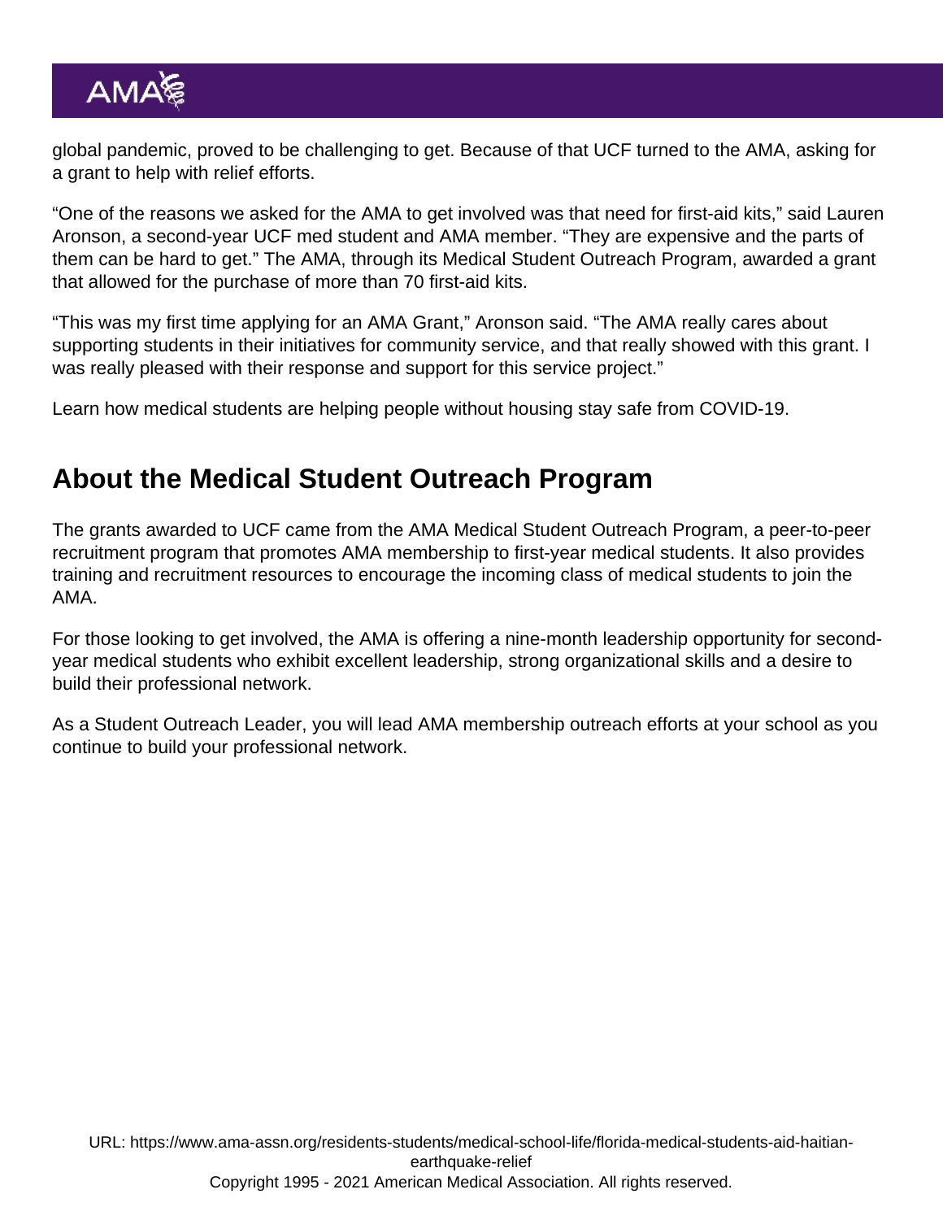global pandemic, proved to be challenging to get. Because of that UCF turned to the AMA, asking for a grant to help with relief efforts.

"One of the reasons we asked for the AMA to get involved was that need for first-aid kits," said Lauren Aronson, a second-year UCF med student and AMA member. "They are expensive and the parts of them can be hard to get." The AMA, through its Medical Student Outreach Program, awarded a grant that allowed for the purchase of more than 70 first-aid kits.

"This was my first time applying for an AMA Grant," Aronson said. "The AMA really cares about supporting students in their initiatives for community service, and that really showed with this grant. I was really pleased with their response and support for this service project."

Learn how medical students are helping people without housing stay safe from COVID-19.

## About the Medical Student Outreach Program

The grants awarded to UCF came from the AMA Medical Student Outreach Program, a peer-to-peer recruitment program that promotes AMA membership to first-year medical students. It also provides training and recruitment resources to encourage the incoming class of medical students to join the AMA.

For those looking to get involved, the AMA is offering a nine-month leadership opportunity for second-year medical students who exhibit excellent leadership, strong organizational skills and a desire to build their professional network.

As a Student Outreach Leader, you will lead AMA membership outreach efforts at your school as you continue to build your professional network.